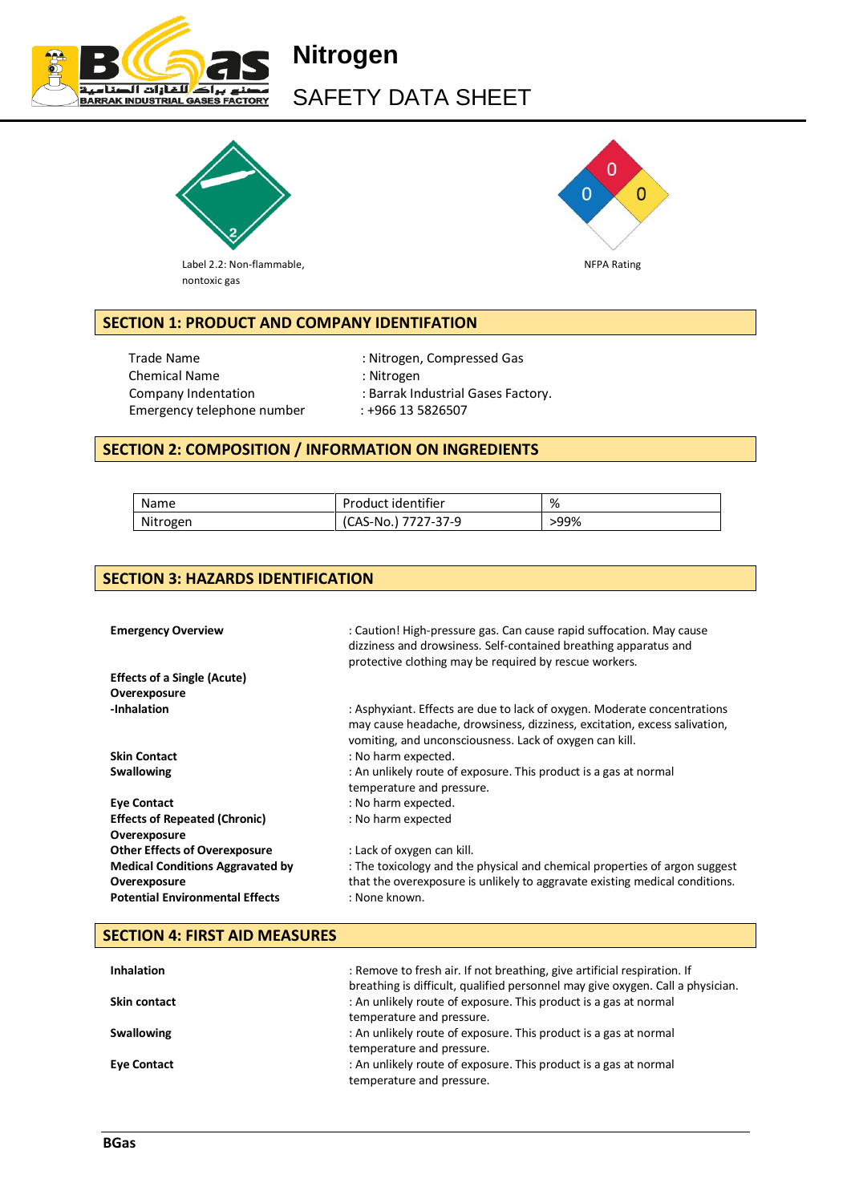# Nitrogen

## SAFETY DATA SHEET

Label 2.2: Non-flammable, nontoxic gas

NFPA Rating

## SECTION 1: PRODUCT AND COMPANY IDENTIFATION

| | |
|---|---|
| Trade Name | : Nitrogen, Compressed Gas |
| Chemical Name | : Nitrogen |
| Company Indentation | : Barrak Industrial Gases Factory. |
| Emergency telephone number | : +966 13 5826507 |

## SECTION 2: COMPOSITION / INFORMATION ON INGREDIENTS

| Name | Product identifier | % |
|---|---|---|
| Nitrogen | (CAS-No.) 7727-37-9 | >99% |

## SECTION 3: HAZARDS IDENTIFICATION

**Emergency Overview** : Caution! High-pressure gas. Can cause rapid suffocation. May cause dizziness and drowsiness. Self-contained breathing apparatus and protective clothing may be required by rescue workers.

**Effects of a Single (Acute) Overexposure**

**-Inhalation** : Asphyxiant. Effects are due to lack of oxygen. Moderate concentrations may cause headache, drowsiness, dizziness, excitation, excess salivation, vomiting, and unconsciousness. Lack of oxygen can kill.

**Skin Contact** : No harm expected.

**Swallowing** : An unlikely route of exposure. This product is a gas at normal temperature and pressure.

**Eye Contact** : No harm expected.

**Effects of Repeated (Chronic) Overexposure** : No harm expected

**Other Effects of Overexposure** : Lack of oxygen can kill.

**Medical Conditions Aggravated by Overexposure** : The toxicology and the physical and chemical properties of argon suggest that the overexposure is unlikely to aggravate existing medical conditions.

**Potential Environmental Effects** : None known.

## SECTION 4: FIRST AID MEASURES

**Inhalation** : Remove to fresh air. If not breathing, give artificial respiration. If breathing is difficult, qualified personnel may give oxygen. Call a physician.

**Skin contact** : An unlikely route of exposure. This product is a gas at normal temperature and pressure.

**Swallowing** : An unlikely route of exposure. This product is a gas at normal temperature and pressure.

**Eye Contact** : An unlikely route of exposure. This product is a gas at normal temperature and pressure.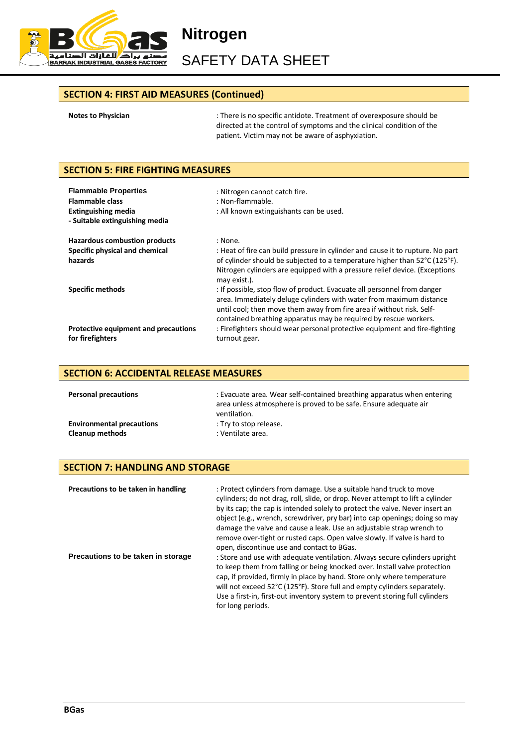## SECTION 4: FIRST AID MEASURES (Continued)

**Notes to Physician** : There is no specific antidote. Treatment of overexposure should be directed at the control of symptoms and the clinical condition of the patient. Victim may not be aware of asphyxiation.

## SECTION 5: FIRE FIGHTING MEASURES

**Flammable Properties** : Nitrogen cannot catch fire.

**Flammable class** : Non-flammable.

**Extinguishing media**

**- Suitable extinguishing media** : All known extinguishants can be used.

**Hazardous combustion products** : None.

**Specific physical and chemical hazards** : Heat of fire can build pressure in cylinder and cause it to rupture. No part of cylinder should be subjected to a temperature higher than 52°C (125°F). Nitrogen cylinders are equipped with a pressure relief device. (Exceptions may exist.).

**Specific methods** : If possible, stop flow of product. Evacuate all personnel from danger area. Immediately deluge cylinders with water from maximum distance until cool; then move them away from fire area if without risk. Self-contained breathing apparatus may be required by rescue workers.

**Protective equipment and precautions for firefighters** : Firefighters should wear personal protective equipment and fire-fighting turnout gear.

## SECTION 6: ACCIDENTAL RELEASE MEASURES

**Personal precautions** : Evacuate area. Wear self-contained breathing apparatus when entering area unless atmosphere is proved to be safe. Ensure adequate air ventilation.

**Environmental precautions** : Try to stop release.

**Cleanup methods** : Ventilate area.

## SECTION 7: HANDLING AND STORAGE

**Precautions to be taken in handling** : Protect cylinders from damage. Use a suitable hand truck to move cylinders; do not drag, roll, slide, or drop. Never attempt to lift a cylinder by its cap; the cap is intended solely to protect the valve. Never insert an object (e.g., wrench, screwdriver, pry bar) into cap openings; doing so may damage the valve and cause a leak. Use an adjustable strap wrench to remove over-tight or rusted caps. Open valve slowly. If valve is hard to open, discontinue use and contact to BGas.

**Precautions to be taken in storage** : Store and use with adequate ventilation. Always secure cylinders upright to keep them from falling or being knocked over. Install valve protection cap, if provided, firmly in place by hand. Store only where temperature will not exceed 52°C (125°F). Store full and empty cylinders separately. Use a first-in, first-out inventory system to prevent storing full cylinders for long periods.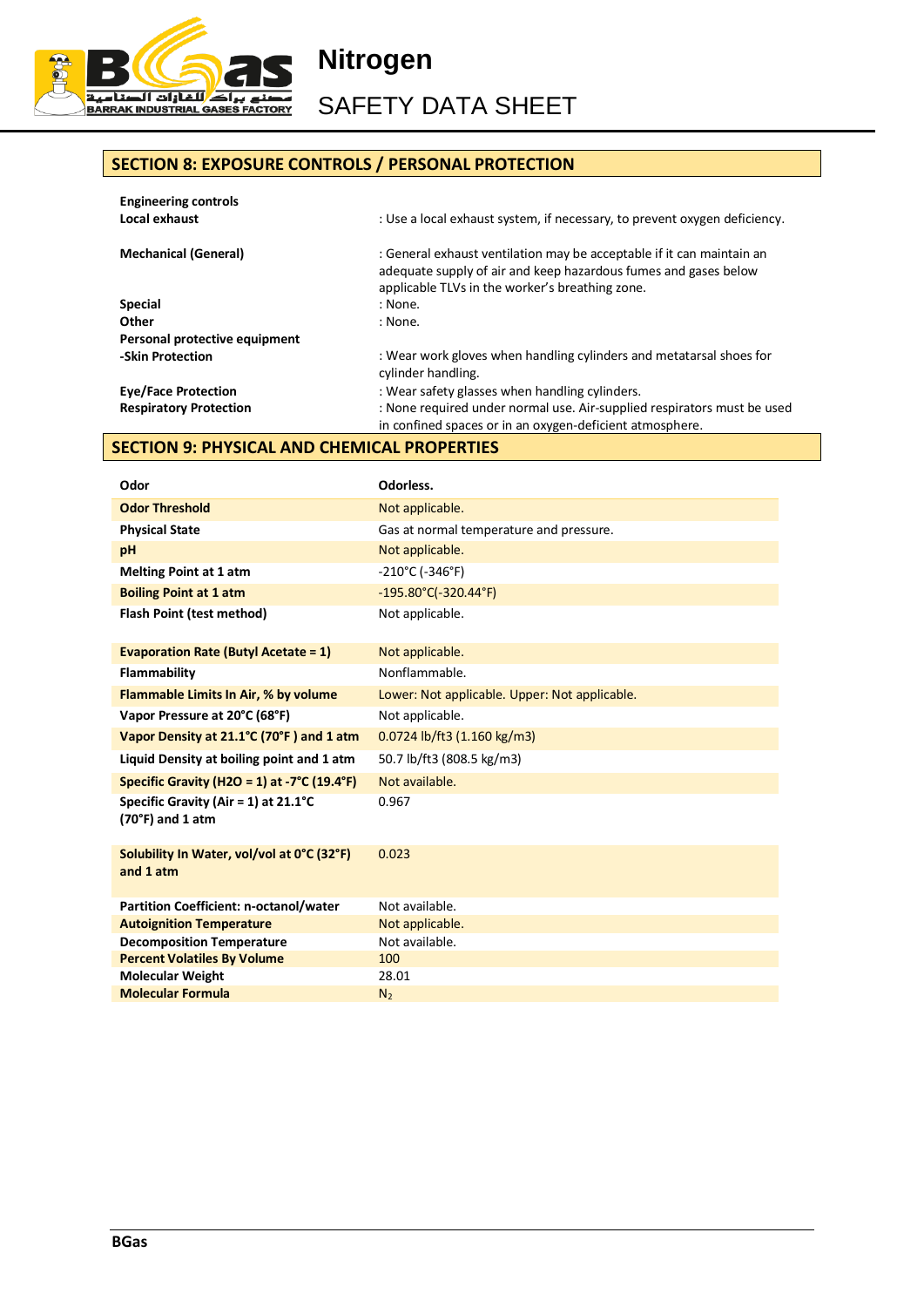## SECTION 8: EXPOSURE CONTROLS / PERSONAL PROTECTION

**Engineering controls**

**Local exhaust** : Use a local exhaust system, if necessary, to prevent oxygen deficiency.

**Mechanical (General)** : General exhaust ventilation may be acceptable if it can maintain an adequate supply of air and keep hazardous fumes and gases below applicable TLVs in the worker's breathing zone.

**Special** : None.

**Other** : None.

**Personal protective equipment**

**-Skin Protection** : Wear work gloves when handling cylinders and metatarsal shoes for cylinder handling.

**Eye/Face Protection** : Wear safety glasses when handling cylinders.

**Respiratory Protection** : None required under normal use. Air-supplied respirators must be used in confined spaces or in an oxygen-deficient atmosphere.

## SECTION 9: PHYSICAL AND CHEMICAL PROPERTIES

| Property | Value |
|---|---|
| **Odor** | **Odorless.** |
| **Odor Threshold** | Not applicable. |
| **Physical State** | Gas at normal temperature and pressure. |
| **pH** | Not applicable. |
| **Melting Point at 1 atm** | -210°C (-346°F) |
| **Boiling Point at 1 atm** | -195.80°C(-320.44°F) |
| **Flash Point (test method)** | Not applicable. |
| **Evaporation Rate (Butyl Acetate = 1)** | Not applicable. |
| **Flammability** | Nonflammable. |
| **Flammable Limits In Air, % by volume** | Lower: Not applicable. Upper: Not applicable. |
| **Vapor Pressure at 20°C (68°F)** | Not applicable. |
| **Vapor Density at 21.1°C (70°F ) and 1 atm** | 0.0724 lb/ft3 (1.160 kg/m3) |
| **Liquid Density at boiling point and 1 atm** | 50.7 lb/ft3 (808.5 kg/m3) |
| **Specific Gravity (H2O = 1) at -7°C (19.4°F)** | Not available. |
| **Specific Gravity (Air = 1) at 21.1°C (70°F) and 1 atm** | 0.967 |
| **Solubility In Water, vol/vol at 0°C (32°F) and 1 atm** | 0.023 |
| **Partition Coefficient: n-octanol/water** | Not available. |
| **Autoignition Temperature** | Not applicable. |
| **Decomposition Temperature** | Not available. |
| **Percent Volatiles By Volume** | 100 |
| **Molecular Weight** | 28.01 |
| **Molecular Formula** | $N_2$ |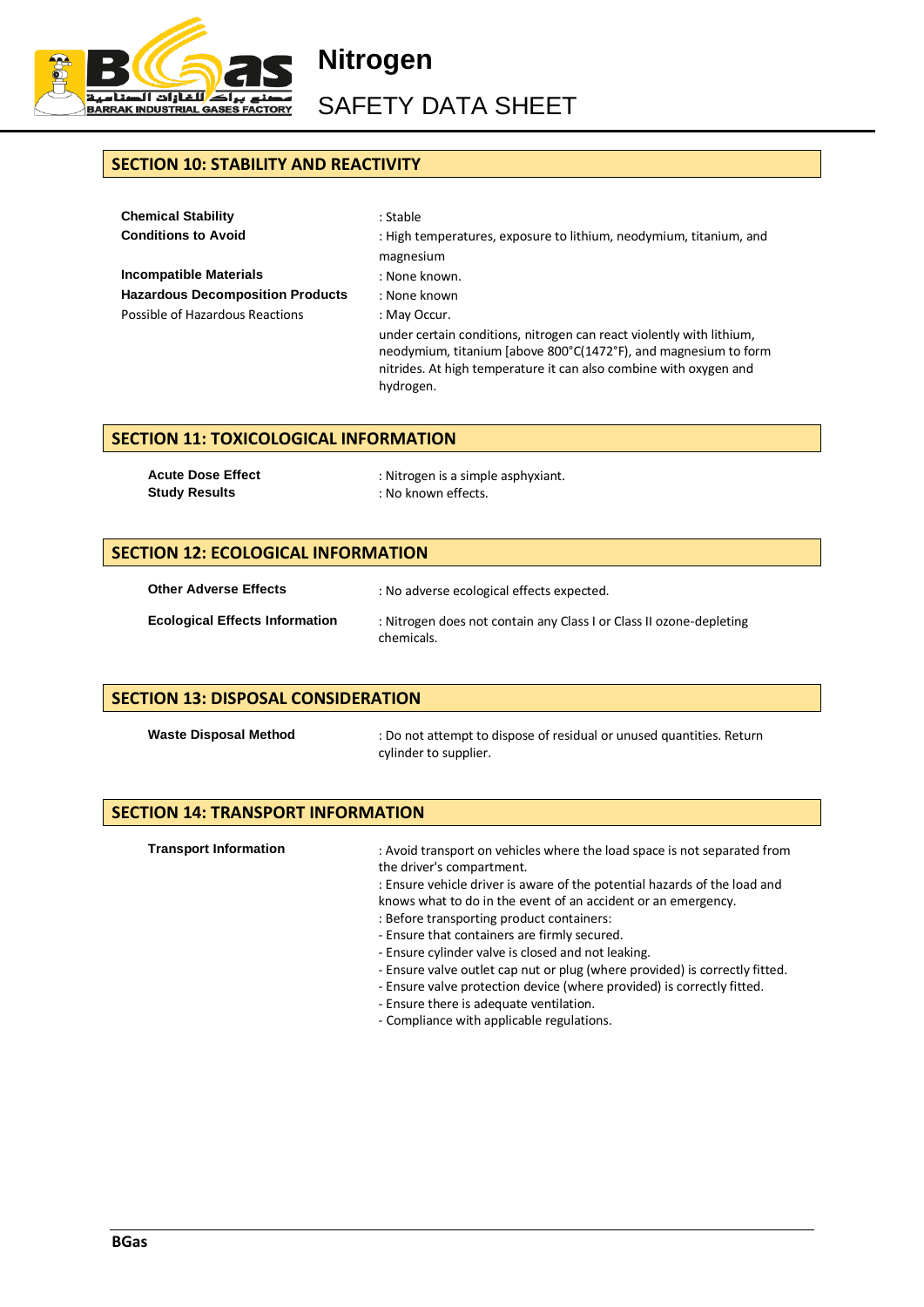## SECTION 10: STABILITY AND REACTIVITY

**Chemical Stability** : Stable

**Conditions to Avoid** : High temperatures, exposure to lithium, neodymium, titanium, and magnesium

**Incompatible Materials** : None known.

**Hazardous Decomposition Products** : None known

Possible of Hazardous Reactions : May Occur.

under certain conditions, nitrogen can react violently with lithium, neodymium, titanium [above 800°C(1472°F), and magnesium to form nitrides. At high temperature it can also combine with oxygen and hydrogen.

## SECTION 11: TOXICOLOGICAL INFORMATION

**Acute Dose Effect** : Nitrogen is a simple asphyxiant.

**Study Results** : No known effects.

## SECTION 12: ECOLOGICAL INFORMATION

**Other Adverse Effects** : No adverse ecological effects expected.

**Ecological Effects Information** : Nitrogen does not contain any Class I or Class II ozone-depleting chemicals.

## SECTION 13: DISPOSAL CONSIDERATION

**Waste Disposal Method** : Do not attempt to dispose of residual or unused quantities. Return cylinder to supplier.

## SECTION 14: TRANSPORT INFORMATION

**Transport Information** : Avoid transport on vehicles where the load space is not separated from the driver's compartment.

: Ensure vehicle driver is aware of the potential hazards of the load and knows what to do in the event of an accident or an emergency.

: Before transporting product containers:

- Ensure that containers are firmly secured.
- Ensure cylinder valve is closed and not leaking.
- Ensure valve outlet cap nut or plug (where provided) is correctly fitted.
- Ensure valve protection device (where provided) is correctly fitted.
- Ensure there is adequate ventilation.
- Compliance with applicable regulations.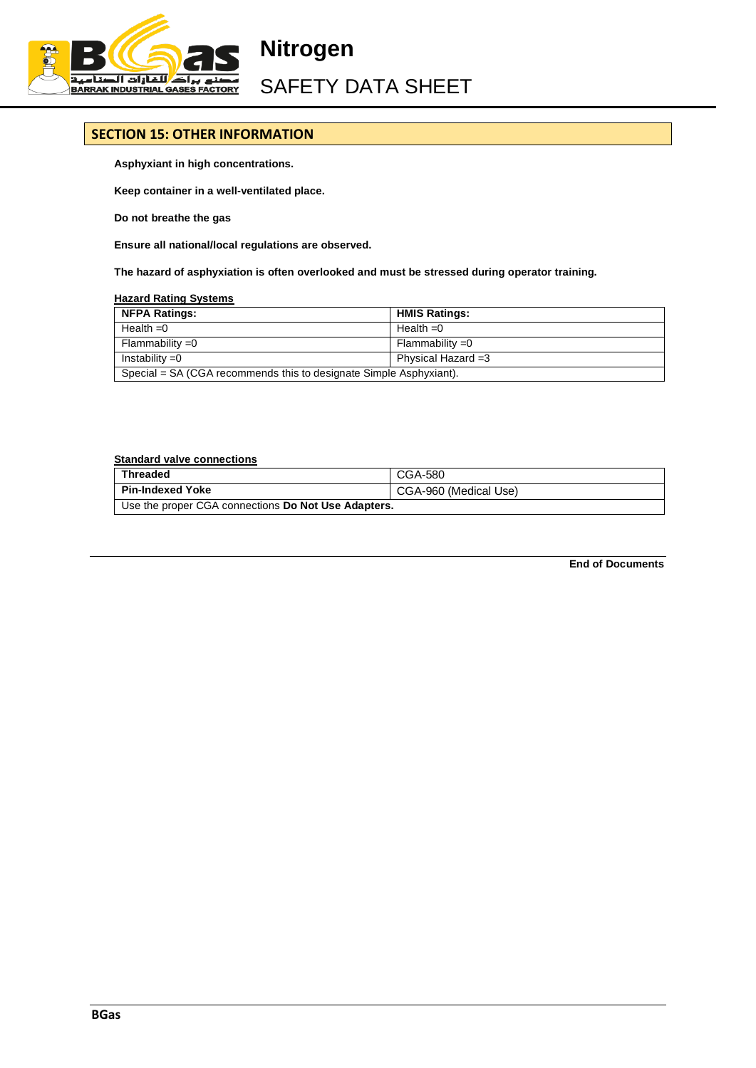## SECTION 15: OTHER INFORMATION

**Asphyxiant in high concentrations.**

**Keep container in a well-ventilated place.**

**Do not breathe the gas**

**Ensure all national/local regulations are observed.**

**The hazard of asphyxiation is often overlooked and must be stressed during operator training.**

**Hazard Rating Systems**

| NFPA Ratings: | HMIS Ratings: |
|---|---|
| Health =0 | Health =0 |
| Flammability =0 | Flammability =0 |
| Instability =0 | Physical Hazard =3 |
| Special = SA (CGA recommends this to designate Simple Asphyxiant). | |

**Standard valve connections**

| | |
|---|---|
| **Threaded** | CGA-580 |
| **Pin-Indexed Yoke** | CGA-960 (Medical Use) |
| Use the proper CGA connections **Do Not Use Adapters.** | |

**End of Documents**